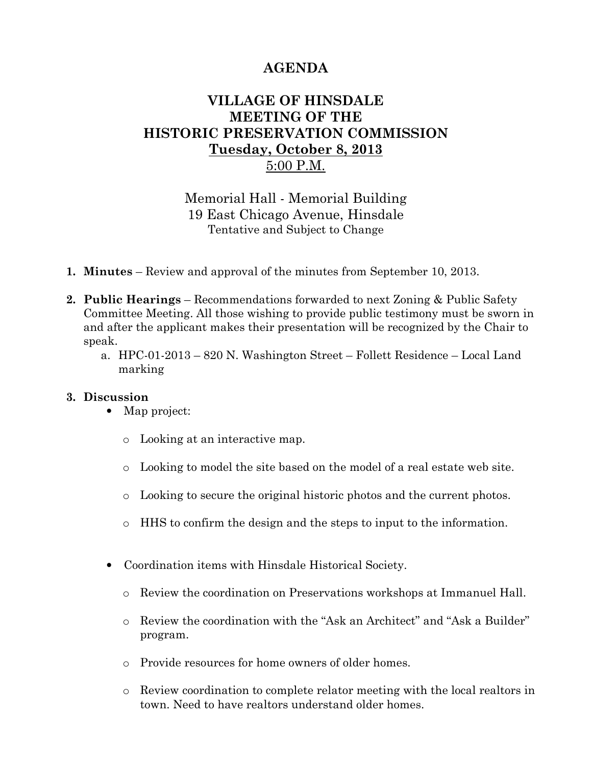# AGENDA

## VILLAGE OF HINSDALE
## MEETING OF THE
## HISTORIC PRESERVATION COMMISSION

**Tuesday, October 8, 2013**

5:00 P.M.

Memorial Hall - Memorial Building
19 East Chicago Avenue, Hinsdale
Tentative and Subject to Change

1. **Minutes** – Review and approval of the minutes from September 10, 2013.

2. **Public Hearings** – Recommendations forwarded to next Zoning & Public Safety Committee Meeting. All those wishing to provide public testimony must be sworn in and after the applicant makes their presentation will be recognized by the Chair to speak.
   a. HPC-01-2013 – 820 N. Washington Street – Follett Residence – Local Land marking

3. **Discussion**
   - Map project:
     - Looking at an interactive map.
     - Looking to model the site based on the model of a real estate web site.
     - Looking to secure the original historic photos and the current photos.
     - HHS to confirm the design and the steps to input to the information.
   - Coordination items with Hinsdale Historical Society.
     - Review the coordination on Preservations workshops at Immanuel Hall.
     - Review the coordination with the "Ask an Architect" and "Ask a Builder" program.
     - Provide resources for home owners of older homes.
     - Review coordination to complete relator meeting with the local realtors in town. Need to have realtors understand older homes.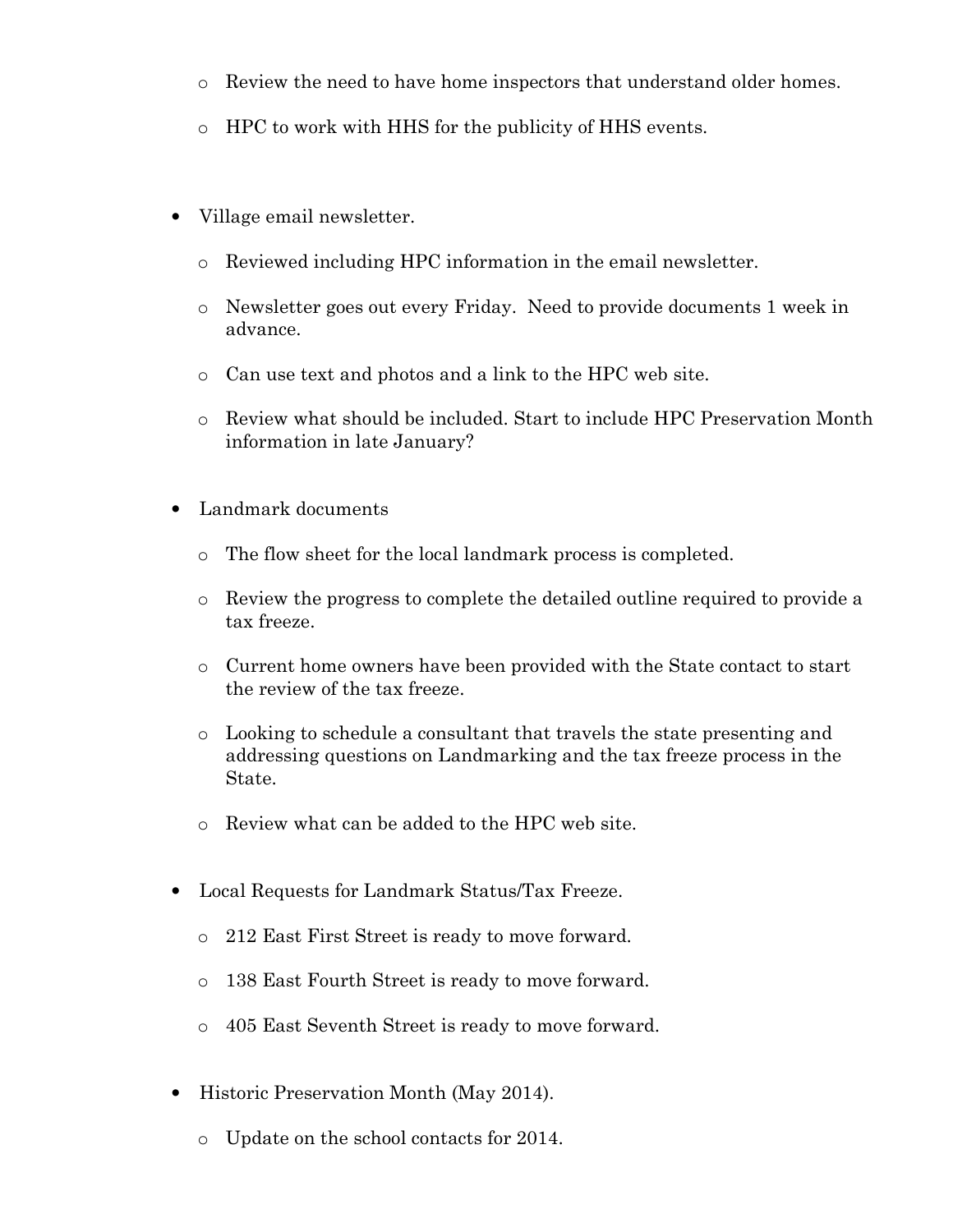- Review the need to have home inspectors that understand older homes.
- HPC to work with HHS for the publicity of HHS events.

- Village email newsletter.
  - Reviewed including HPC information in the email newsletter.
  - Newsletter goes out every Friday. Need to provide documents 1 week in advance.
  - Can use text and photos and a link to the HPC web site.
  - Review what should be included. Start to include HPC Preservation Month information in late January?

- Landmark documents
  - The flow sheet for the local landmark process is completed.
  - Review the progress to complete the detailed outline required to provide a tax freeze.
  - Current home owners have been provided with the State contact to start the review of the tax freeze.
  - Looking to schedule a consultant that travels the state presenting and addressing questions on Landmarking and the tax freeze process in the State.
  - Review what can be added to the HPC web site.

- Local Requests for Landmark Status/Tax Freeze.
  - 212 East First Street is ready to move forward.
  - 138 East Fourth Street is ready to move forward.
  - 405 East Seventh Street is ready to move forward.

- Historic Preservation Month (May 2014).
  - Update on the school contacts for 2014.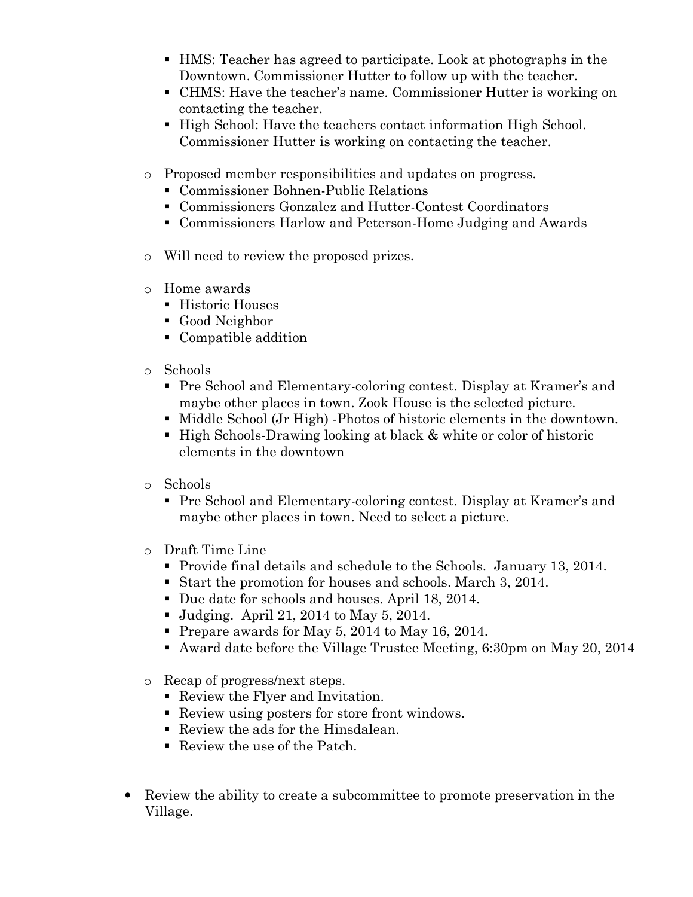- HMS: Teacher has agreed to participate. Look at photographs in the Downtown. Commissioner Hutter to follow up with the teacher.
    - CHMS: Have the teacher's name. Commissioner Hutter is working on contacting the teacher.
    - High School: Have the teachers contact information High School. Commissioner Hutter is working on contacting the teacher.

  - Proposed member responsibilities and updates on progress.
    - Commissioner Bohnen-Public Relations
    - Commissioners Gonzalez and Hutter-Contest Coordinators
    - Commissioners Harlow and Peterson-Home Judging and Awards

  - Will need to review the proposed prizes.

  - Home awards
    - Historic Houses
    - Good Neighbor
    - Compatible addition

  - Schools
    - Pre School and Elementary-coloring contest. Display at Kramer's and maybe other places in town. Zook House is the selected picture.
    - Middle School (Jr High) -Photos of historic elements in the downtown.
    - High Schools-Drawing looking at black & white or color of historic elements in the downtown

  - Schools
    - Pre School and Elementary-coloring contest. Display at Kramer's and maybe other places in town. Need to select a picture.

  - Draft Time Line
    - Provide final details and schedule to the Schools. January 13, 2014.
    - Start the promotion for houses and schools. March 3, 2014.
    - Due date for schools and houses. April 18, 2014.
    - Judging. April 21, 2014 to May 5, 2014.
    - Prepare awards for May 5, 2014 to May 16, 2014.
    - Award date before the Village Trustee Meeting, 6:30pm on May 20, 2014

  - Recap of progress/next steps.
    - Review the Flyer and Invitation.
    - Review using posters for store front windows.
    - Review the ads for the Hinsdalean.
    - Review the use of the Patch.

- Review the ability to create a subcommittee to promote preservation in the Village.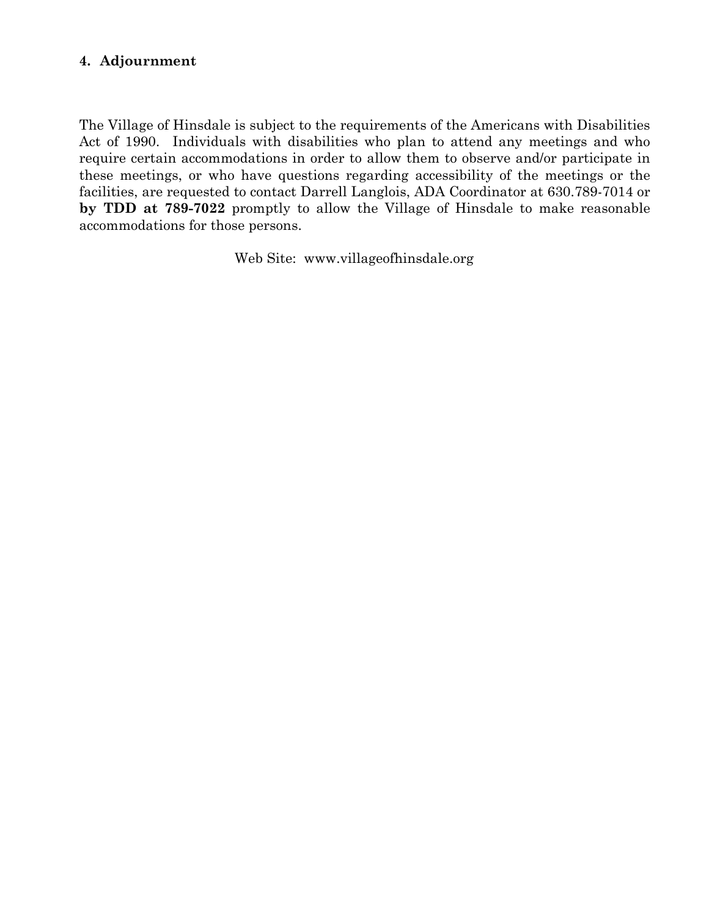**4. Adjournment**

The Village of Hinsdale is subject to the requirements of the Americans with Disabilities Act of 1990. Individuals with disabilities who plan to attend any meetings and who require certain accommodations in order to allow them to observe and/or participate in these meetings, or who have questions regarding accessibility of the meetings or the facilities, are requested to contact Darrell Langlois, ADA Coordinator at 630.789-7014 or **by TDD at 789-7022** promptly to allow the Village of Hinsdale to make reasonable accommodations for those persons.

Web Site: www.villageofhinsdale.org